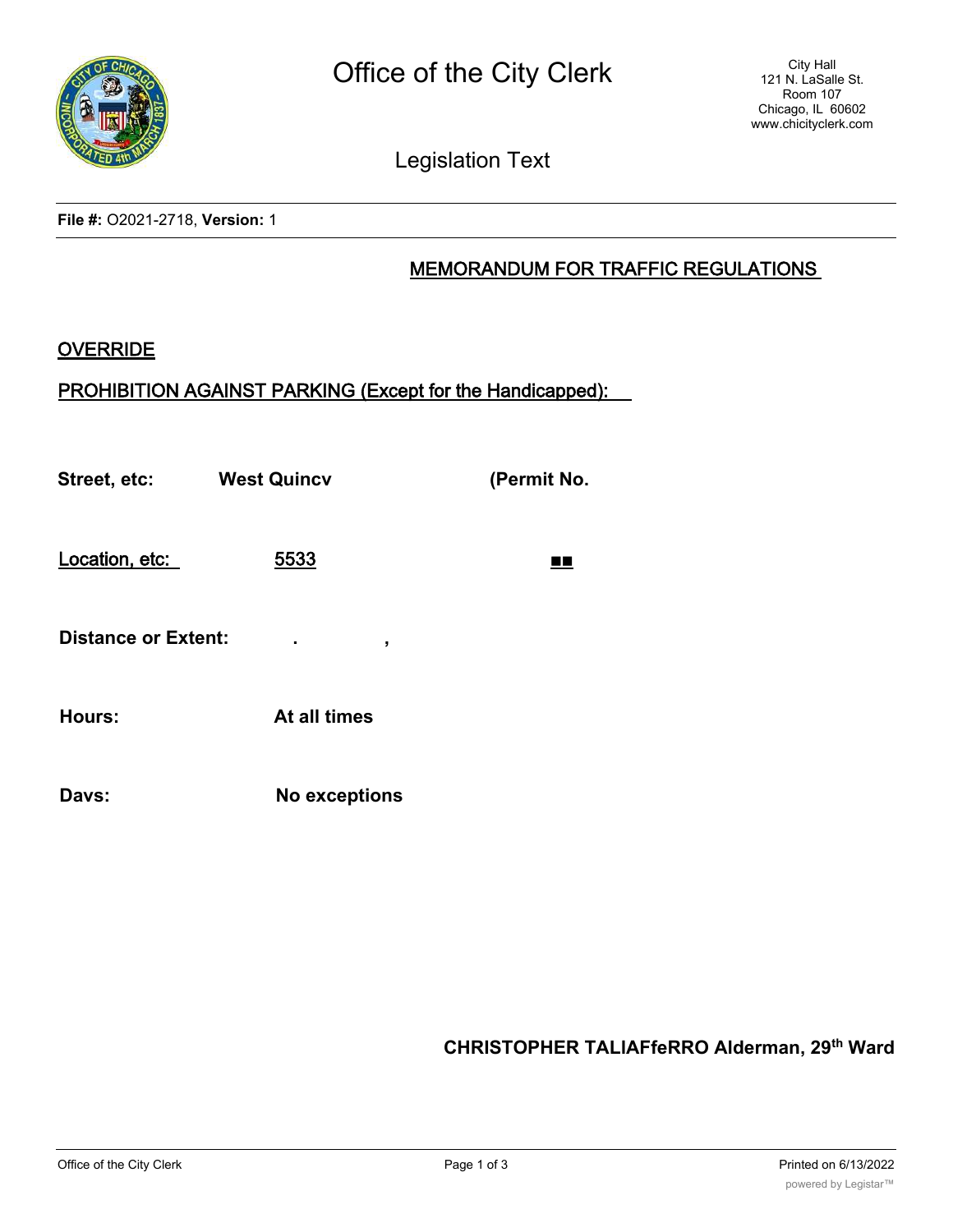**File #:** O2021-2718, **Version:** 1

## MEMORANDUM FOR TRAFFIC REGULATIONS

**OVERRIDE**

**PROHIBITION AGAINST PARKING (Except for the Handicapped):**

**Street, etc:** **West Quincv** **(Permit No.**

**Location, etc:** **5533** ■■

**Distance or Extent:** . ,

**Hours:** **At all times**

**Davs:** **No exceptions**

**CHRISTOPHER TALIAFfeRRO Alderman, 29th Ward**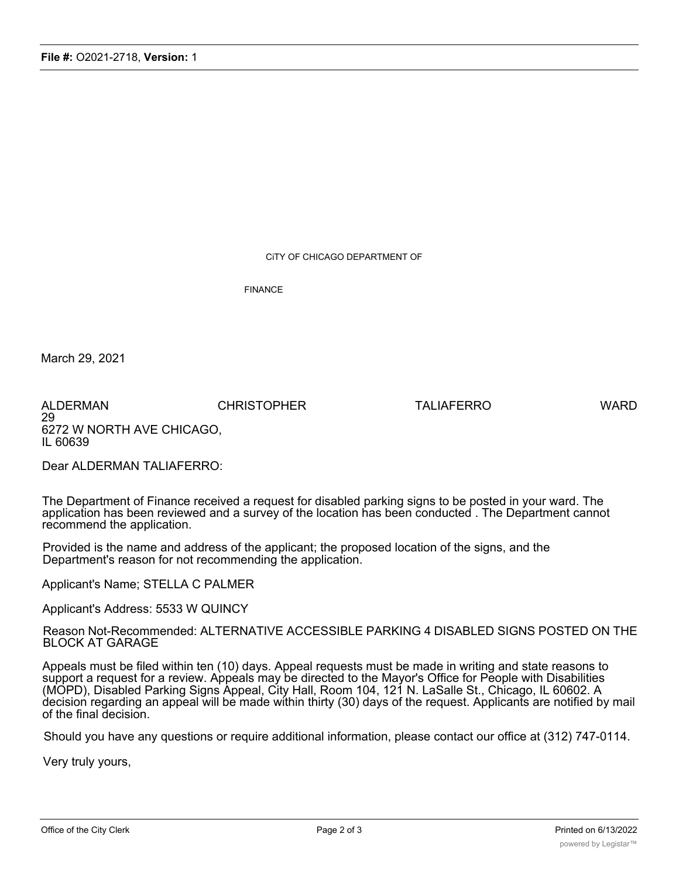CiTY OF CHICAGO DEPARTMENT OF

FINANCE

March 29, 2021

ALDERMAN CHRISTOPHER TALIAFERRO WARD 29
6272 W NORTH AVE CHICAGO, IL 60639

Dear ALDERMAN TALIAFERRO:

The Department of Finance received a request for disabled parking signs to be posted in your ward. The application has been reviewed and a survey of the location has been conducted . The Department cannot recommend the application.

Provided is the name and address of the applicant; the proposed location of the signs, and the Department's reason for not recommending the application.

Applicant's Name; STELLA C PALMER

Applicant's Address: 5533 W QUINCY

Reason Not-Recommended: ALTERNATIVE ACCESSIBLE PARKING 4 DISABLED SIGNS POSTED ON THE BLOCK AT GARAGE

Appeals must be filed within ten (10) days. Appeal requests must be made in writing and state reasons to support a request for a review. Appeals may be directed to the Mayor's Office for People with Disabilities (MOPD), Disabled Parking Signs Appeal, City Hall, Room 104, 121 N. LaSalle St., Chicago, IL 60602. A decision regarding an appeal will be made within thirty (30) days of the request. Applicants are notified by mail of the final decision.

Should you have any questions or require additional information, please contact our office at (312) 747-0114.

Very truly yours,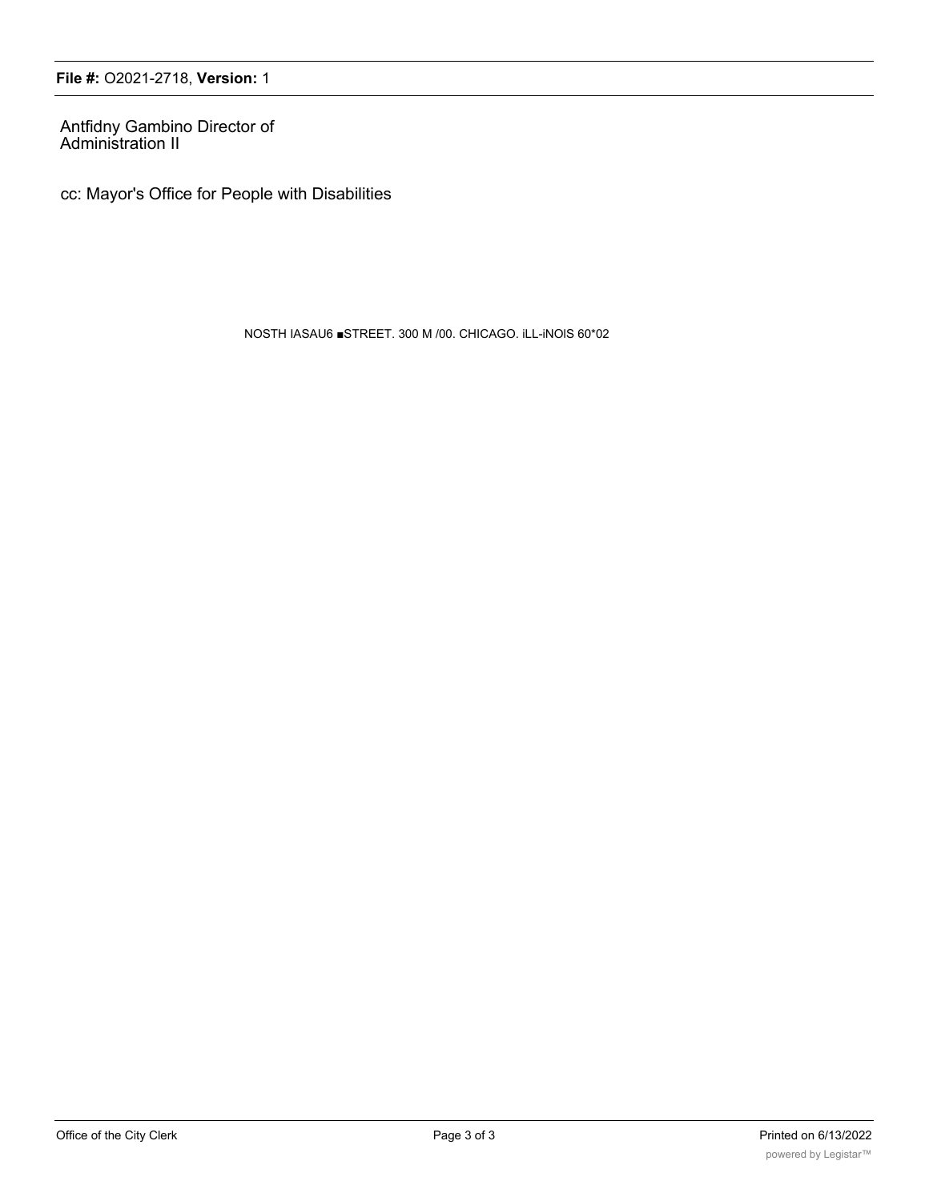Antfidny Gambino Director of Administration II

cc: Mayor's Office for People with Disabilities

NOSTH IASAU6 ■STREET. 300 M /00. CHICAGO. iLL-iNOIS 60*02